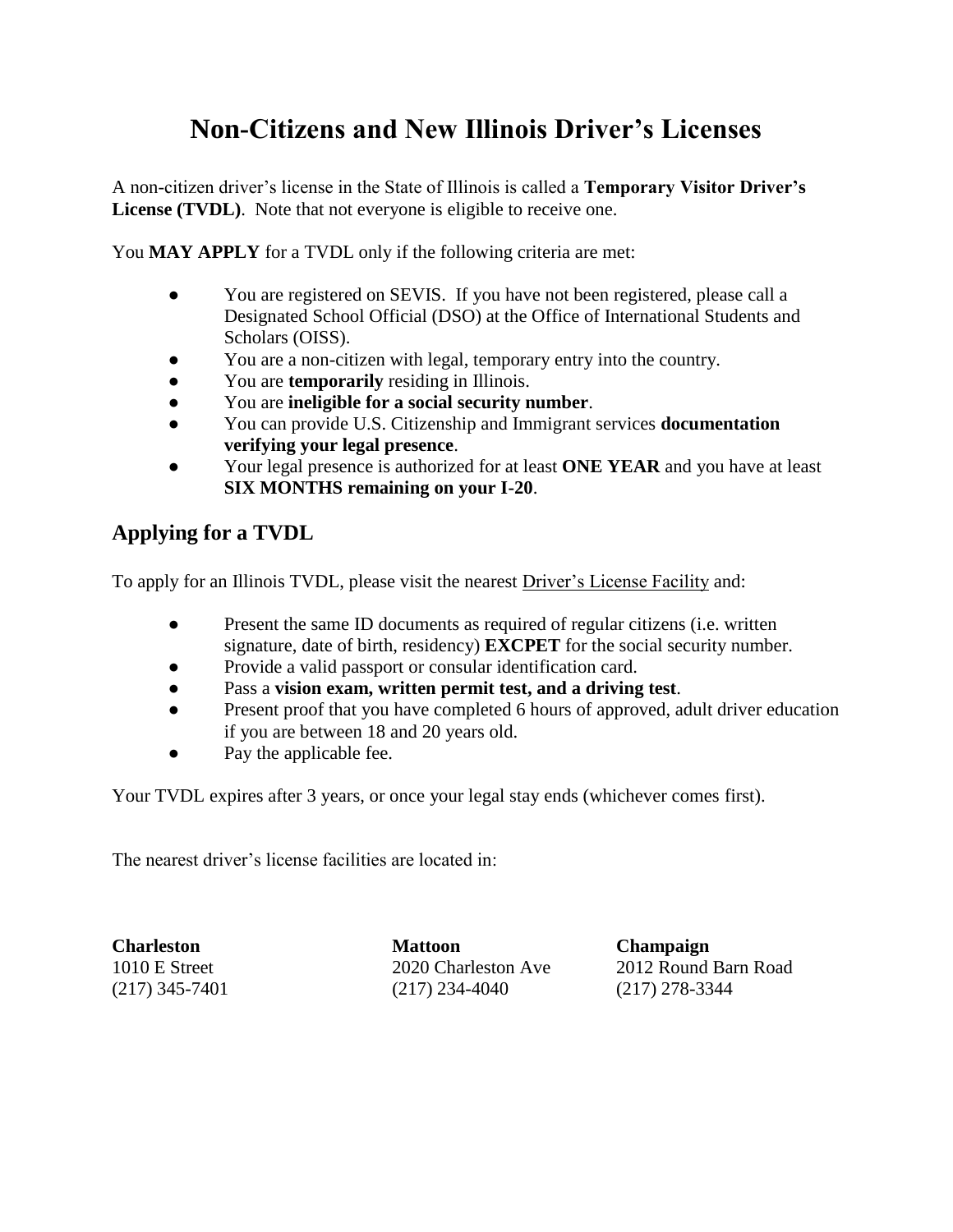# Non-Citizens and New Illinois Driver's Licenses

A non-citizen driver's license in the State of Illinois is called a **Temporary Visitor Driver's License (TVDL)**. Note that not everyone is eligible to receive one.

You **MAY APPLY** for a TVDL only if the following criteria are met:

- You are registered on SEVIS. If you have not been registered, please call a Designated School Official (DSO) at the Office of International Students and Scholars (OISS).
- You are a non-citizen with legal, temporary entry into the country.
- You are **temporarily** residing in Illinois.
- You are **ineligible for a social security number**.
- You can provide U.S. Citizenship and Immigrant services **documentation verifying your legal presence**.
- Your legal presence is authorized for at least **ONE YEAR** and you have at least **SIX MONTHS remaining on your I-20**.

## Applying for a TVDL

To apply for an Illinois TVDL, please visit the nearest Driver's License Facility and:

- Present the same ID documents as required of regular citizens (i.e. written signature, date of birth, residency) **EXCPET** for the social security number.
- Provide a valid passport or consular identification card.
- Pass a **vision exam, written permit test, and a driving test**.
- Present proof that you have completed 6 hours of approved, adult driver education if you are between 18 and 20 years old.
- Pay the applicable fee.

Your TVDL expires after 3 years, or once your legal stay ends (whichever comes first).

The nearest driver's license facilities are located in:

**Charleston**
1010 E Street
(217) 345-7401

**Mattoon**
2020 Charleston Ave
(217) 234-4040

**Champaign**
2012 Round Barn Road
(217) 278-3344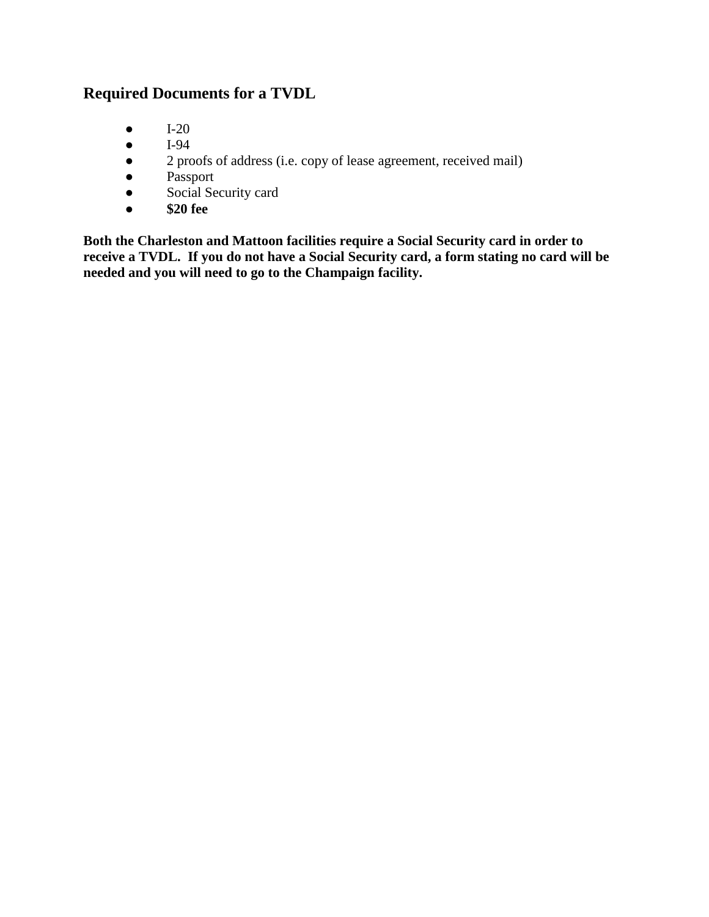## Required Documents for a TVDL

- I-20
- I-94
- 2 proofs of address (i.e. copy of lease agreement, received mail)
- Passport
- Social Security card
- **$20 fee**

**Both the Charleston and Mattoon facilities require a Social Security card in order to receive a TVDL. If you do not have a Social Security card, a form stating no card will be needed and you will need to go to the Champaign facility.**